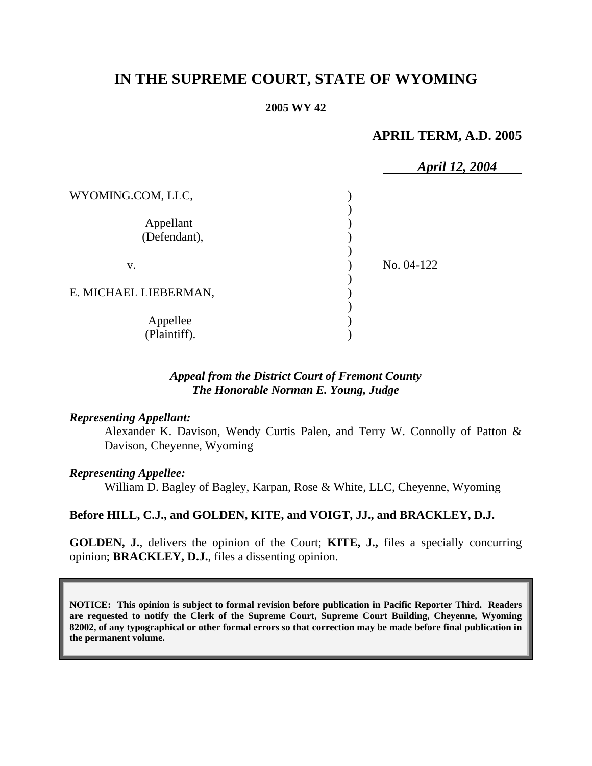# IN THE SUPREME COURT, STATE OF WYOMING

**2005 WY 42**

**APRIL TERM, A.D. 2005**

*April 12, 2004*

| | | |
|---|---|---|
| WYOMING.COM, LLC,<br><br>Appellant<br>(Defendant), | ) | |
| v. | ) | No. 04-122 |
| E. MICHAEL LIEBERMAN,<br><br>Appellee<br>(Plaintiff). | ) | |

***Appeal from the District Court of Fremont County***
***The Honorable Norman E. Young, Judge***

***Representing Appellant:***

Alexander K. Davison, Wendy Curtis Palen, and Terry W. Connolly of Patton & Davison, Cheyenne, Wyoming

***Representing Appellee:***

William D. Bagley of Bagley, Karpan, Rose & White, LLC, Cheyenne, Wyoming

**Before HILL, C.J., and GOLDEN, KITE, and VOIGT, JJ., and BRACKLEY, D.J.**

**GOLDEN, J.**, delivers the opinion of the Court; **KITE, J.,** files a specially concurring opinion; **BRACKLEY, D.J.**, files a dissenting opinion.

**NOTICE: This opinion is subject to formal revision before publication in Pacific Reporter Third. Readers are requested to notify the Clerk of the Supreme Court, Supreme Court Building, Cheyenne, Wyoming 82002, of any typographical or other formal errors so that correction may be made before final publication in the permanent volume.**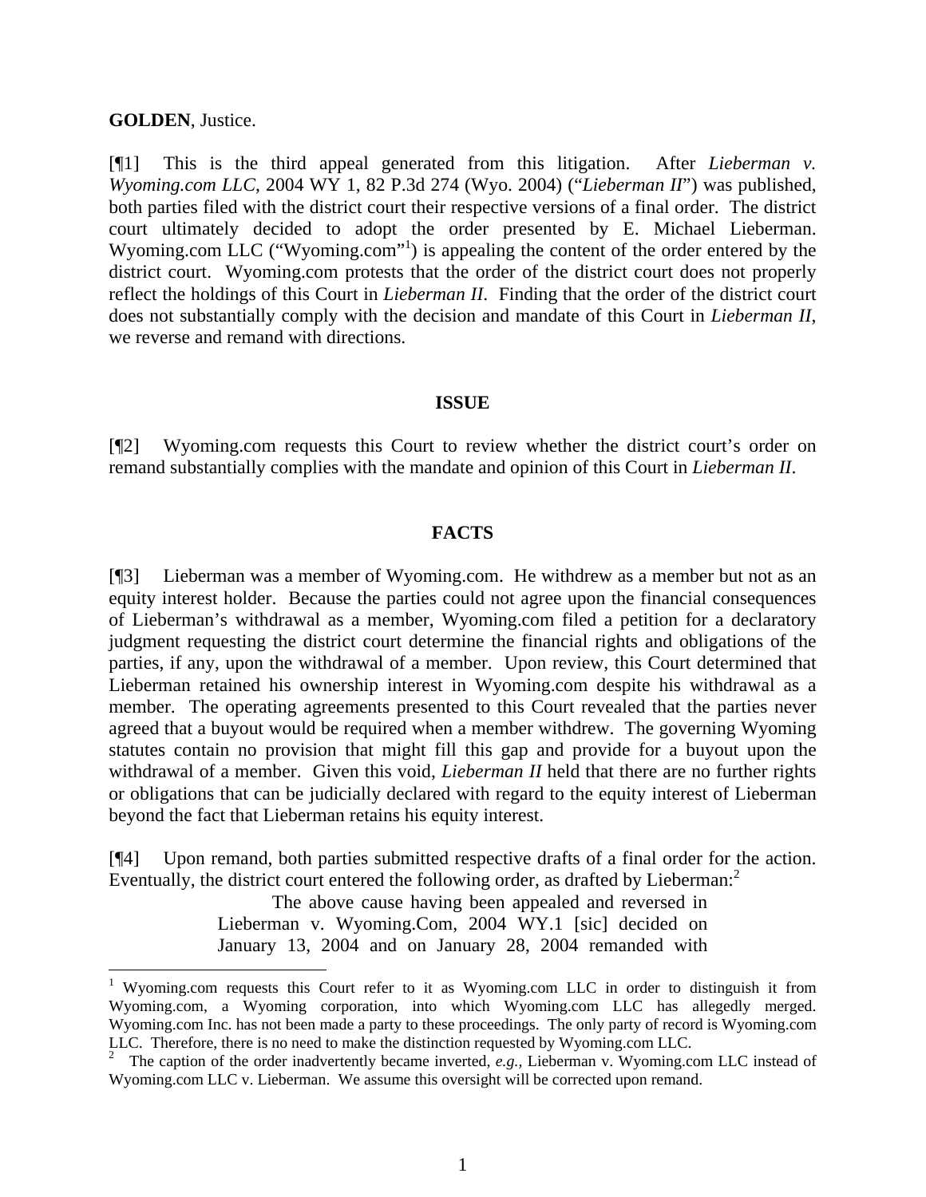**GOLDEN**, Justice.

[¶1] This is the third appeal generated from this litigation. After *Lieberman v. Wyoming.com LLC*, 2004 WY 1, 82 P.3d 274 (Wyo. 2004) ("*Lieberman II*") was published, both parties filed with the district court their respective versions of a final order. The district court ultimately decided to adopt the order presented by E. Michael Lieberman. Wyoming.com LLC ("Wyoming.com"[1]) is appealing the content of the order entered by the district court. Wyoming.com protests that the order of the district court does not properly reflect the holdings of this Court in *Lieberman II*. Finding that the order of the district court does not substantially comply with the decision and mandate of this Court in *Lieberman II*, we reverse and remand with directions.

## ISSUE

[¶2] Wyoming.com requests this Court to review whether the district court's order on remand substantially complies with the mandate and opinion of this Court in *Lieberman II*.

## FACTS

[¶3] Lieberman was a member of Wyoming.com. He withdrew as a member but not as an equity interest holder. Because the parties could not agree upon the financial consequences of Lieberman's withdrawal as a member, Wyoming.com filed a petition for a declaratory judgment requesting the district court determine the financial rights and obligations of the parties, if any, upon the withdrawal of a member. Upon review, this Court determined that Lieberman retained his ownership interest in Wyoming.com despite his withdrawal as a member. The operating agreements presented to this Court revealed that the parties never agreed that a buyout would be required when a member withdrew. The governing Wyoming statutes contain no provision that might fill this gap and provide for a buyout upon the withdrawal of a member. Given this void, *Lieberman II* held that there are no further rights or obligations that can be judicially declared with regard to the equity interest of Lieberman beyond the fact that Lieberman retains his equity interest.

[¶4] Upon remand, both parties submitted respective drafts of a final order for the action. Eventually, the district court entered the following order, as drafted by Lieberman:[2]

> The above cause having been appealed and reversed in Lieberman v. Wyoming.Com, 2004 WY.1 [sic] decided on January 13, 2004 and on January 28, 2004 remanded with

---

[1] Wyoming.com requests this Court refer to it as Wyoming.com LLC in order to distinguish it from Wyoming.com, a Wyoming corporation, into which Wyoming.com LLC has allegedly merged. Wyoming.com Inc. has not been made a party to these proceedings. The only party of record is Wyoming.com LLC. Therefore, there is no need to make the distinction requested by Wyoming.com LLC.

[2] The caption of the order inadvertently became inverted, *e.g.,* Lieberman v. Wyoming.com LLC instead of Wyoming.com LLC v. Lieberman. We assume this oversight will be corrected upon remand.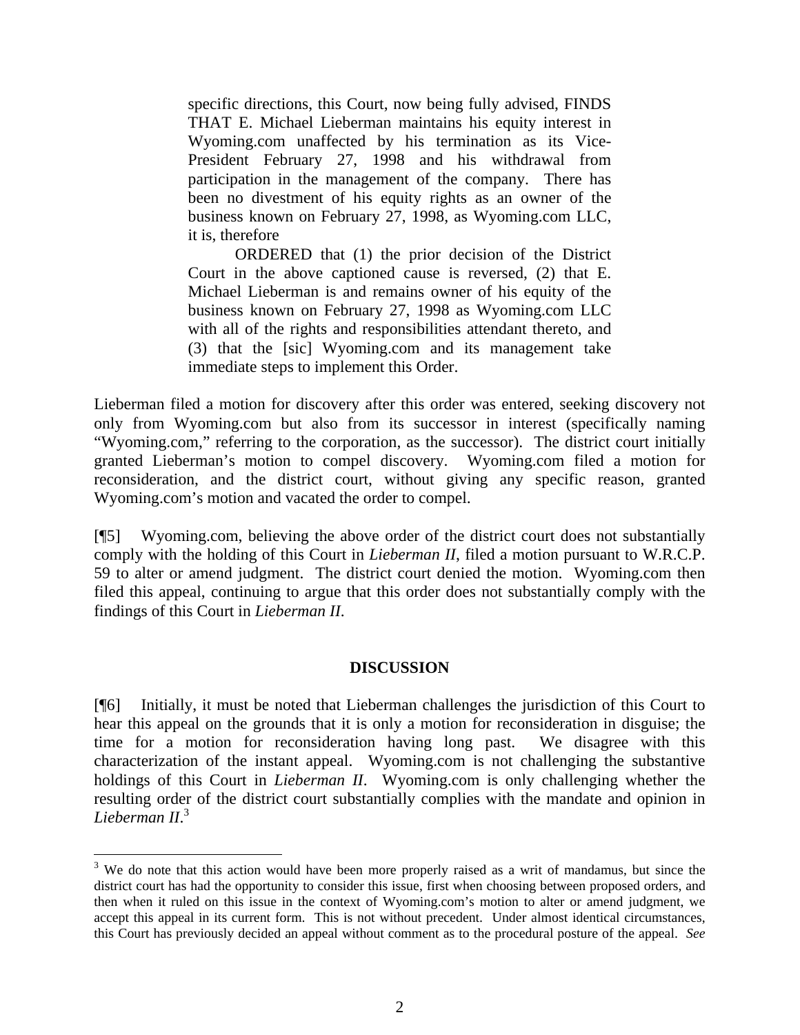> specific directions, this Court, now being fully advised, FINDS THAT E. Michael Lieberman maintains his equity interest in Wyoming.com unaffected by his termination as its Vice-President February 27, 1998 and his withdrawal from participation in the management of the company. There has been no divestment of his equity rights as an owner of the business known on February 27, 1998, as Wyoming.com LLC, it is, therefore
>
> ORDERED that (1) the prior decision of the District Court in the above captioned cause is reversed, (2) that E. Michael Lieberman is and remains owner of his equity of the business known on February 27, 1998 as Wyoming.com LLC with all of the rights and responsibilities attendant thereto, and (3) that the [sic] Wyoming.com and its management take immediate steps to implement this Order.

Lieberman filed a motion for discovery after this order was entered, seeking discovery not only from Wyoming.com but also from its successor in interest (specifically naming "Wyoming.com," referring to the corporation, as the successor). The district court initially granted Lieberman's motion to compel discovery. Wyoming.com filed a motion for reconsideration, and the district court, without giving any specific reason, granted Wyoming.com's motion and vacated the order to compel.

[¶5] Wyoming.com, believing the above order of the district court does not substantially comply with the holding of this Court in *Lieberman II*, filed a motion pursuant to W.R.C.P. 59 to alter or amend judgment. The district court denied the motion. Wyoming.com then filed this appeal, continuing to argue that this order does not substantially comply with the findings of this Court in *Lieberman II*.

## DISCUSSION

[¶6] Initially, it must be noted that Lieberman challenges the jurisdiction of this Court to hear this appeal on the grounds that it is only a motion for reconsideration in disguise; the time for a motion for reconsideration having long past. We disagree with this characterization of the instant appeal. Wyoming.com is not challenging the substantive holdings of this Court in *Lieberman II*. Wyoming.com is only challenging whether the resulting order of the district court substantially complies with the mandate and opinion in *Lieberman II*.[3]

[3] We do note that this action would have been more properly raised as a writ of mandamus, but since the district court has had the opportunity to consider this issue, first when choosing between proposed orders, and then when it ruled on this issue in the context of Wyoming.com's motion to alter or amend judgment, we accept this appeal in its current form. This is not without precedent. Under almost identical circumstances, this Court has previously decided an appeal without comment as to the procedural posture of the appeal. *See*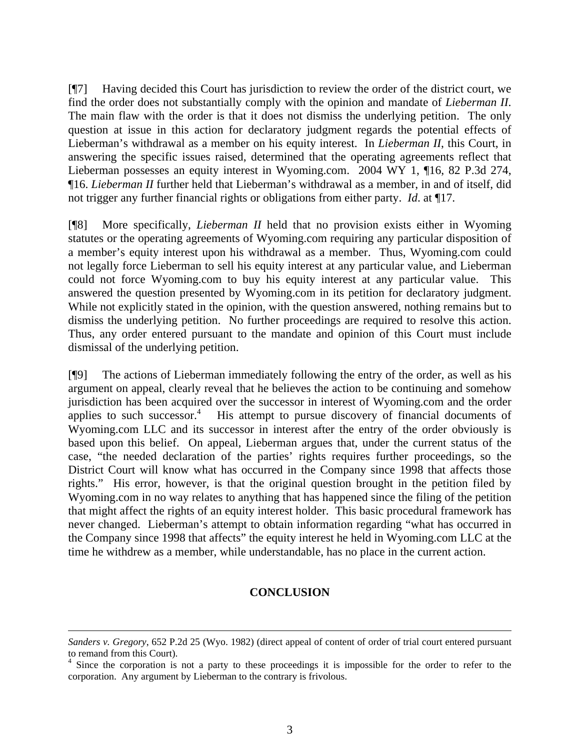[¶7] Having decided this Court has jurisdiction to review the order of the district court, we find the order does not substantially comply with the opinion and mandate of *Lieberman II*. The main flaw with the order is that it does not dismiss the underlying petition. The only question at issue in this action for declaratory judgment regards the potential effects of Lieberman's withdrawal as a member on his equity interest. In *Lieberman II*, this Court, in answering the specific issues raised, determined that the operating agreements reflect that Lieberman possesses an equity interest in Wyoming.com. 2004 WY 1, ¶16, 82 P.3d 274, ¶16. *Lieberman II* further held that Lieberman's withdrawal as a member, in and of itself, did not trigger any further financial rights or obligations from either party. *Id*. at ¶17.

[¶8] More specifically, *Lieberman II* held that no provision exists either in Wyoming statutes or the operating agreements of Wyoming.com requiring any particular disposition of a member's equity interest upon his withdrawal as a member. Thus, Wyoming.com could not legally force Lieberman to sell his equity interest at any particular value, and Lieberman could not force Wyoming.com to buy his equity interest at any particular value. This answered the question presented by Wyoming.com in its petition for declaratory judgment. While not explicitly stated in the opinion, with the question answered, nothing remains but to dismiss the underlying petition. No further proceedings are required to resolve this action. Thus, any order entered pursuant to the mandate and opinion of this Court must include dismissal of the underlying petition.

[¶9] The actions of Lieberman immediately following the entry of the order, as well as his argument on appeal, clearly reveal that he believes the action to be continuing and somehow jurisdiction has been acquired over the successor in interest of Wyoming.com and the order applies to such successor.[4] His attempt to pursue discovery of financial documents of Wyoming.com LLC and its successor in interest after the entry of the order obviously is based upon this belief. On appeal, Lieberman argues that, under the current status of the case, "the needed declaration of the parties' rights requires further proceedings, so the District Court will know what has occurred in the Company since 1998 that affects those rights." His error, however, is that the original question brought in the petition filed by Wyoming.com in no way relates to anything that has happened since the filing of the petition that might affect the rights of an equity interest holder. This basic procedural framework has never changed. Lieberman's attempt to obtain information regarding "what has occurred in the Company since 1998 that affects" the equity interest he held in Wyoming.com LLC at the time he withdrew as a member, while understandable, has no place in the current action.

## CONCLUSION

---

*Sanders v. Gregory*, 652 P.2d 25 (Wyo. 1982) (direct appeal of content of order of trial court entered pursuant to remand from this Court).

[4] Since the corporation is not a party to these proceedings it is impossible for the order to refer to the corporation. Any argument by Lieberman to the contrary is frivolous.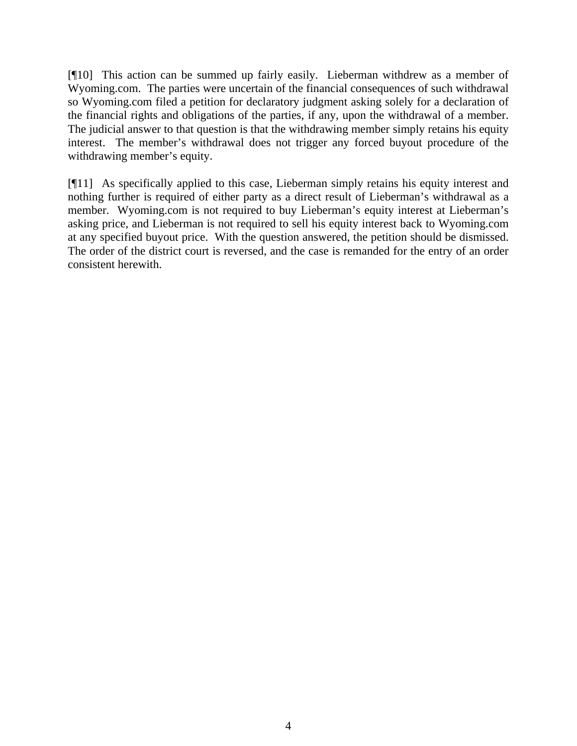[¶10] This action can be summed up fairly easily. Lieberman withdrew as a member of Wyoming.com. The parties were uncertain of the financial consequences of such withdrawal so Wyoming.com filed a petition for declaratory judgment asking solely for a declaration of the financial rights and obligations of the parties, if any, upon the withdrawal of a member. The judicial answer to that question is that the withdrawing member simply retains his equity interest. The member's withdrawal does not trigger any forced buyout procedure of the withdrawing member's equity.

[¶11] As specifically applied to this case, Lieberman simply retains his equity interest and nothing further is required of either party as a direct result of Lieberman's withdrawal as a member. Wyoming.com is not required to buy Lieberman's equity interest at Lieberman's asking price, and Lieberman is not required to sell his equity interest back to Wyoming.com at any specified buyout price. With the question answered, the petition should be dismissed. The order of the district court is reversed, and the case is remanded for the entry of an order consistent herewith.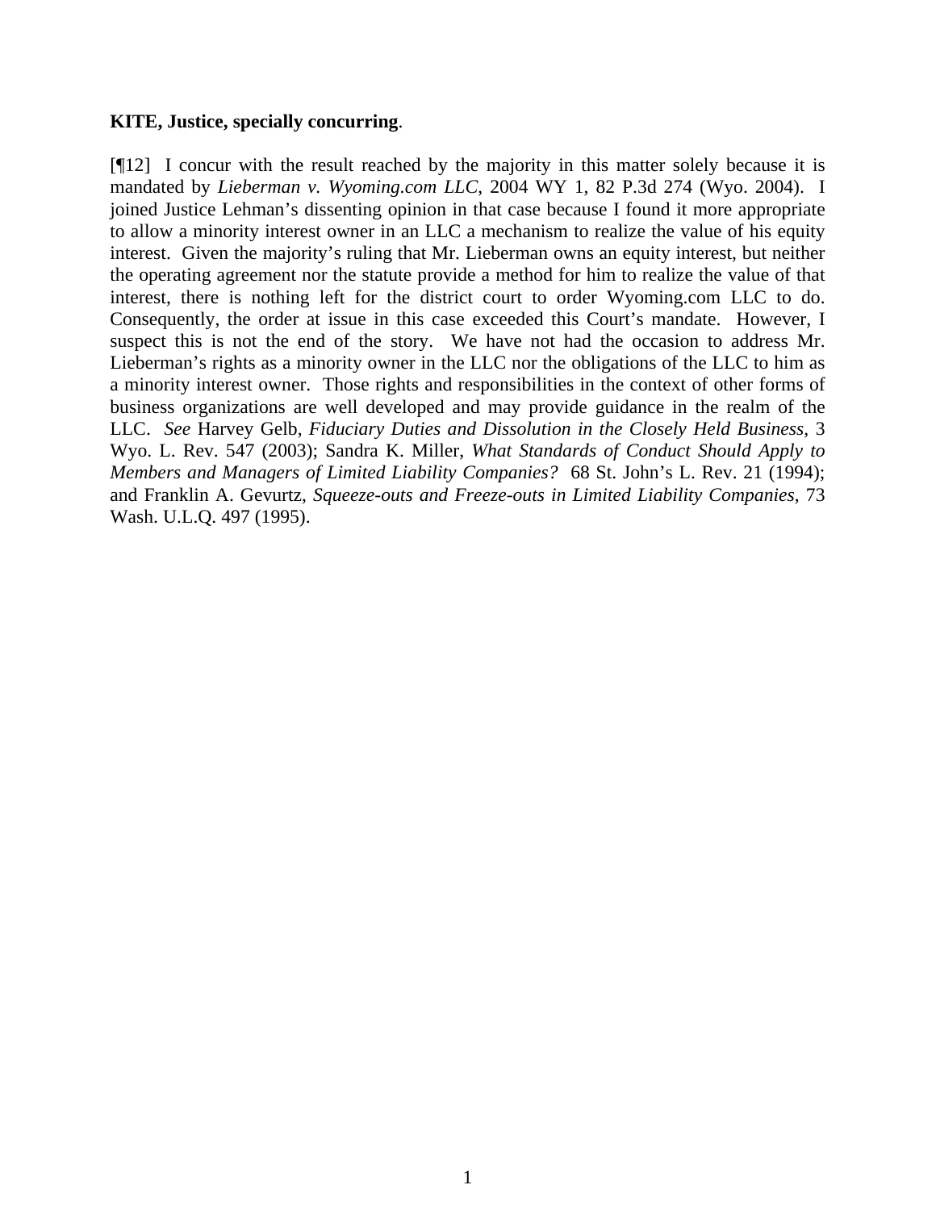**KITE, Justice, specially concurring**.

[¶12] I concur with the result reached by the majority in this matter solely because it is mandated by *Lieberman v. Wyoming.com LLC*, 2004 WY 1, 82 P.3d 274 (Wyo. 2004). I joined Justice Lehman's dissenting opinion in that case because I found it more appropriate to allow a minority interest owner in an LLC a mechanism to realize the value of his equity interest. Given the majority's ruling that Mr. Lieberman owns an equity interest, but neither the operating agreement nor the statute provide a method for him to realize the value of that interest, there is nothing left for the district court to order Wyoming.com LLC to do. Consequently, the order at issue in this case exceeded this Court's mandate. However, I suspect this is not the end of the story. We have not had the occasion to address Mr. Lieberman's rights as a minority owner in the LLC nor the obligations of the LLC to him as a minority interest owner. Those rights and responsibilities in the context of other forms of business organizations are well developed and may provide guidance in the realm of the LLC. *See* Harvey Gelb, *Fiduciary Duties and Dissolution in the Closely Held Business*, 3 Wyo. L. Rev. 547 (2003); Sandra K. Miller, *What Standards of Conduct Should Apply to Members and Managers of Limited Liability Companies?* 68 St. John's L. Rev. 21 (1994); and Franklin A. Gevurtz, *Squeeze-outs and Freeze-outs in Limited Liability Companies*, 73 Wash. U.L.Q. 497 (1995).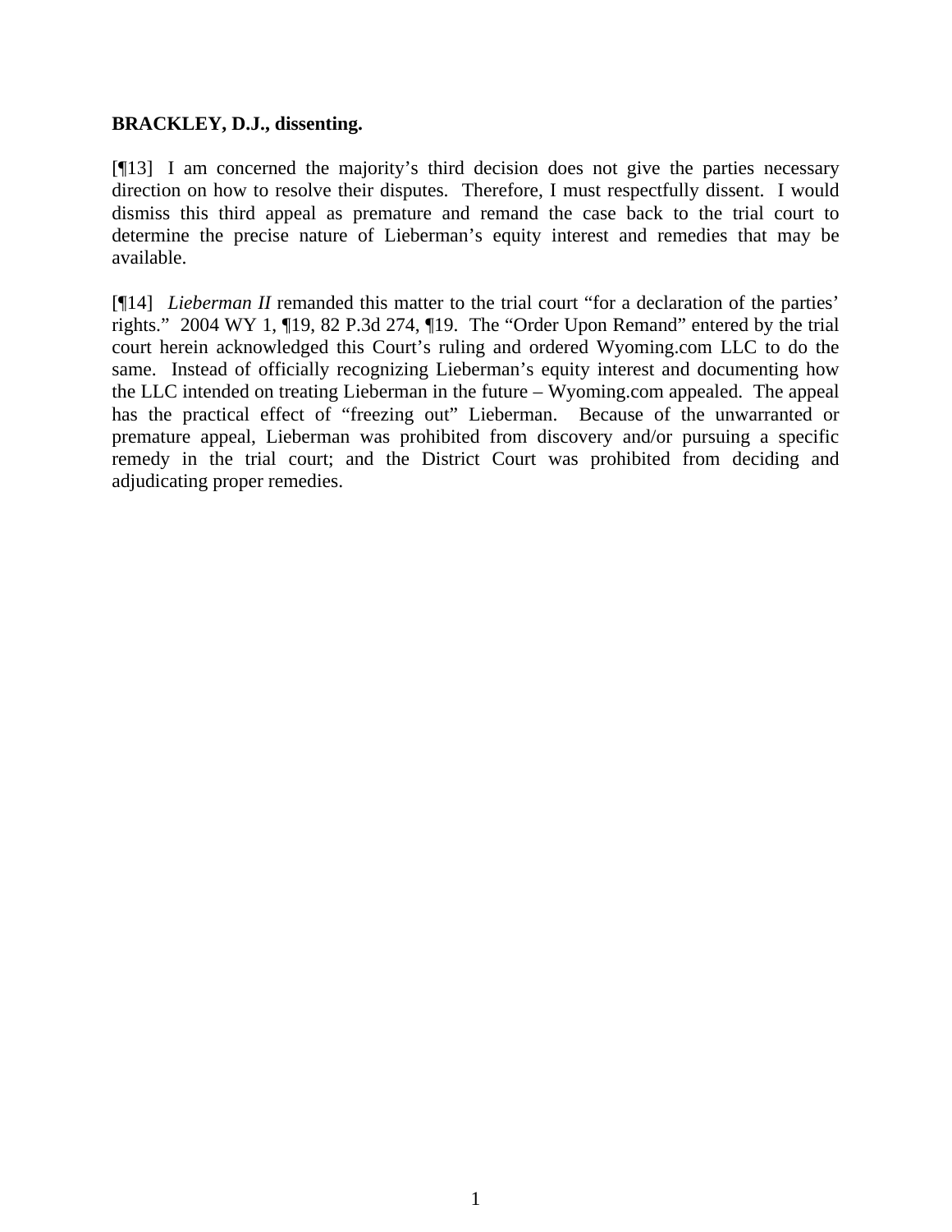**BRACKLEY, D.J., dissenting.**

[¶13] I am concerned the majority's third decision does not give the parties necessary direction on how to resolve their disputes. Therefore, I must respectfully dissent. I would dismiss this third appeal as premature and remand the case back to the trial court to determine the precise nature of Lieberman's equity interest and remedies that may be available.

[¶14] *Lieberman II* remanded this matter to the trial court "for a declaration of the parties' rights." 2004 WY 1, ¶19, 82 P.3d 274, ¶19. The "Order Upon Remand" entered by the trial court herein acknowledged this Court's ruling and ordered Wyoming.com LLC to do the same. Instead of officially recognizing Lieberman's equity interest and documenting how the LLC intended on treating Lieberman in the future – Wyoming.com appealed. The appeal has the practical effect of "freezing out" Lieberman. Because of the unwarranted or premature appeal, Lieberman was prohibited from discovery and/or pursuing a specific remedy in the trial court; and the District Court was prohibited from deciding and adjudicating proper remedies.